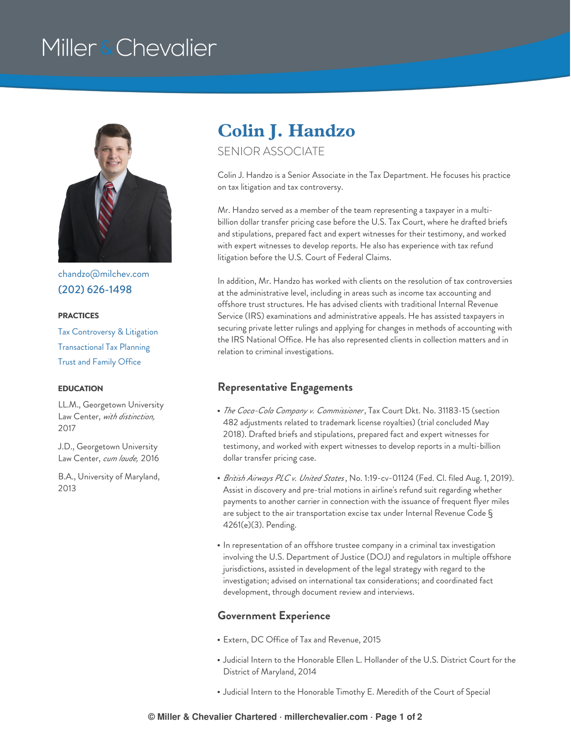# Colin J. Handzo

SENIOR ASSOCIATE

chandzo@milchev.com

(202) 626-1498

**PRACTICES**

Tax Controversy & Litigation

Transactional Tax Planning

Trust and Family Office

**EDUCATION**

LL.M., Georgetown University Law Center, *with distinction,* 2017

J.D., Georgetown University Law Center, *cum laude,* 2016

B.A., University of Maryland, 2013

Colin J. Handzo is a Senior Associate in the Tax Department. He focuses his practice on tax litigation and tax controversy.

Mr. Handzo served as a member of the team representing a taxpayer in a multi-billion dollar transfer pricing case before the U.S. Tax Court, where he drafted briefs and stipulations, prepared fact and expert witnesses for their testimony, and worked with expert witnesses to develop reports. He also has experience with tax refund litigation before the U.S. Court of Federal Claims.

In addition, Mr. Handzo has worked with clients on the resolution of tax controversies at the administrative level, including in areas such as income tax accounting and offshore trust structures. He has advised clients with traditional Internal Revenue Service (IRS) examinations and administrative appeals. He has assisted taxpayers in securing private letter rulings and applying for changes in methods of accounting with the IRS National Office. He has also represented clients in collection matters and in relation to criminal investigations.

## Representative Engagements

- *The Coca-Cola Company v. Commissioner*, Tax Court Dkt. No. 31183-15 (section 482 adjustments related to trademark license royalties) (trial concluded May 2018). Drafted briefs and stipulations, prepared fact and expert witnesses for testimony, and worked with expert witnesses to develop reports in a multi-billion dollar transfer pricing case.
- *British Airways PLC v. United States*, No. 1:19-cv-01124 (Fed. Cl. filed Aug. 1, 2019). Assist in discovery and pre-trial motions in airline's refund suit regarding whether payments to another carrier in connection with the issuance of frequent flyer miles are subject to the air transportation excise tax under Internal Revenue Code § 4261(e)(3). Pending.
- In representation of an offshore trustee company in a criminal tax investigation involving the U.S. Department of Justice (DOJ) and regulators in multiple offshore jurisdictions, assisted in development of the legal strategy with regard to the investigation; advised on international tax considerations; and coordinated fact development, through document review and interviews.

## Government Experience

- Extern, DC Office of Tax and Revenue, 2015
- Judicial Intern to the Honorable Ellen L. Hollander of the U.S. District Court for the District of Maryland, 2014
- Judicial Intern to the Honorable Timothy E. Meredith of the Court of Special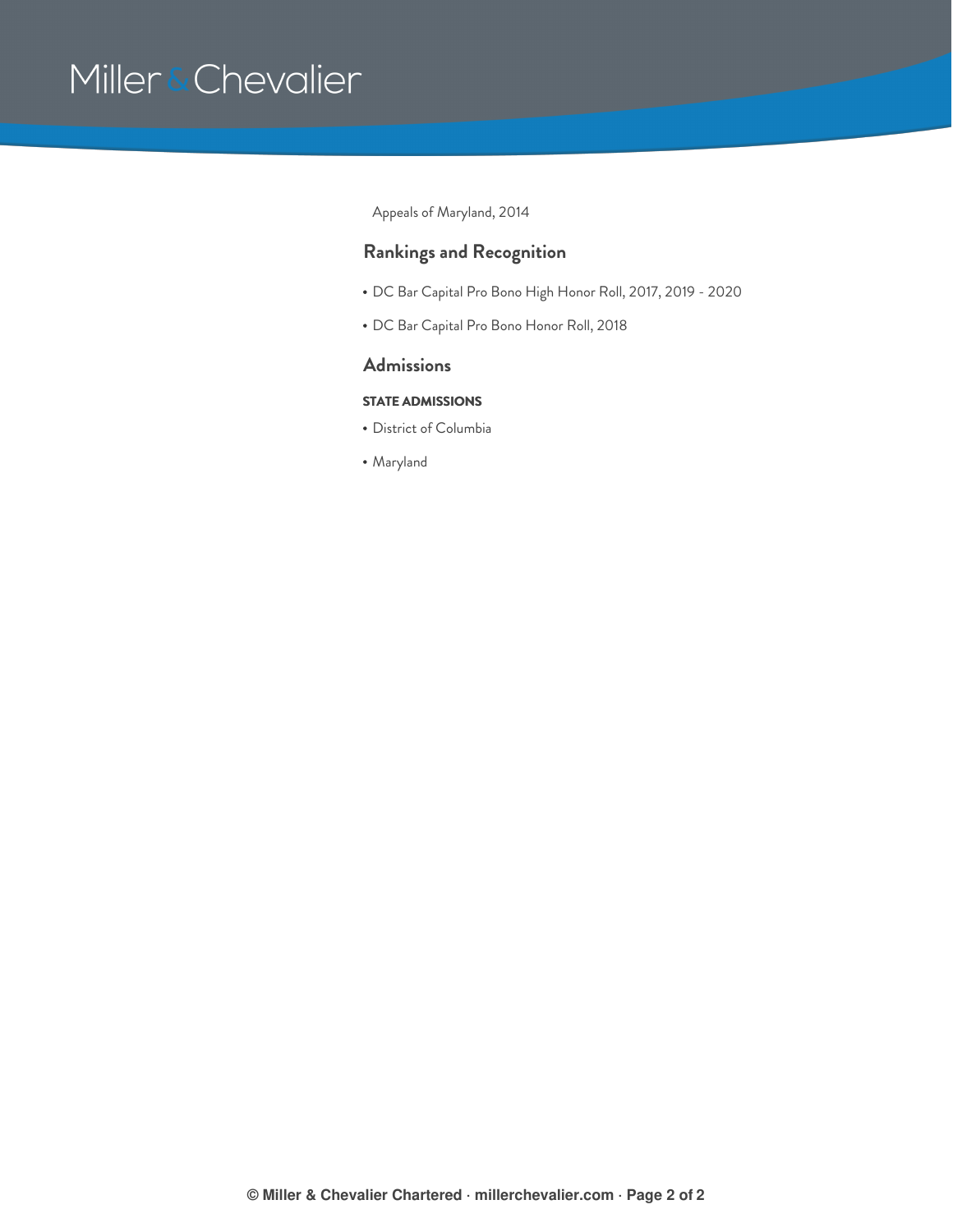Appeals of Maryland, 2014

## Rankings and Recognition

- DC Bar Capital Pro Bono High Honor Roll, 2017, 2019 - 2020
- DC Bar Capital Pro Bono Honor Roll, 2018

## Admissions

**STATE ADMISSIONS**

- District of Columbia
- Maryland